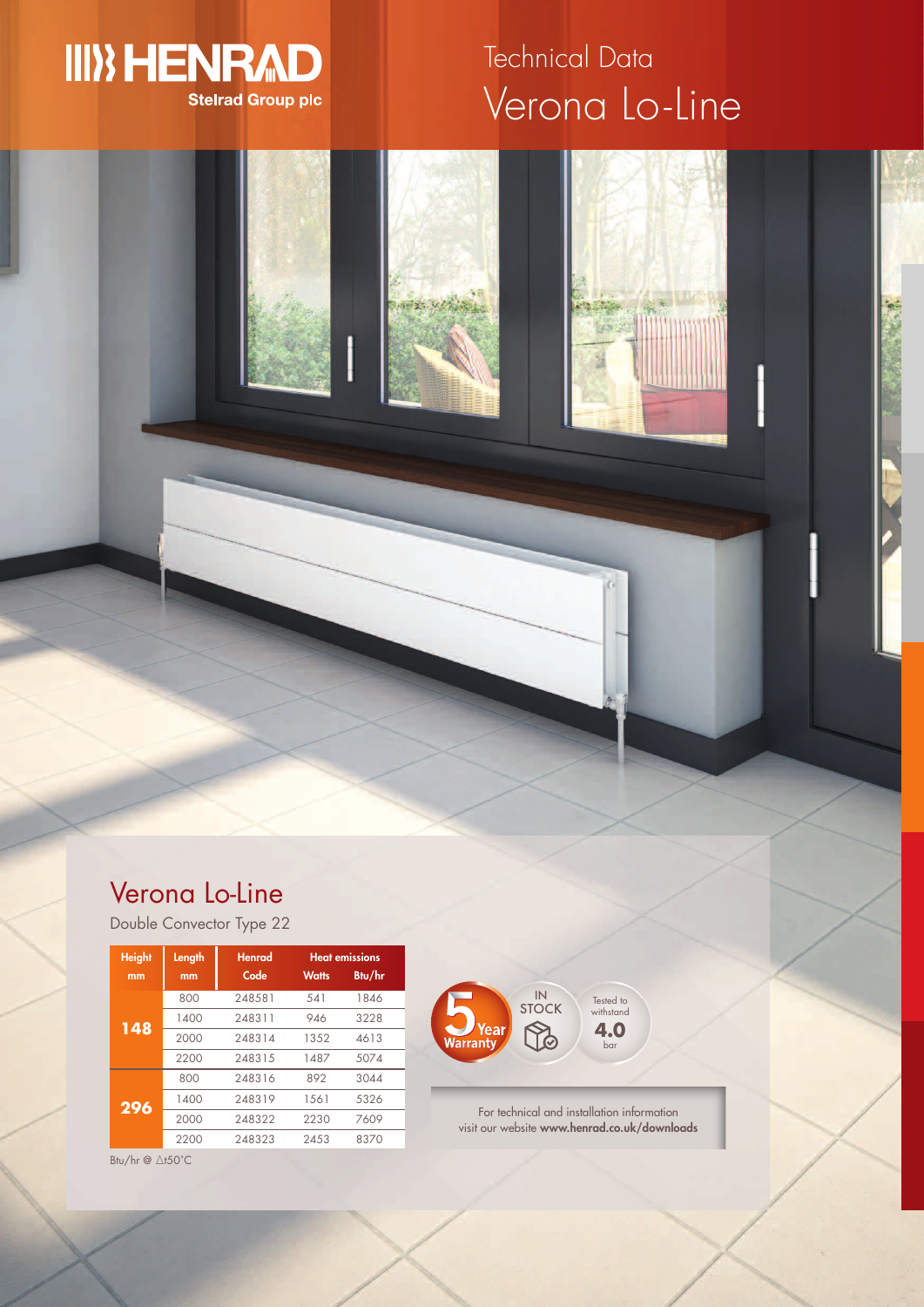HENRAD
Stelrad Group plc

# Technical Data
# Verona Lo-Line

## Verona Lo-Line

Double Convector Type 22

| Height mm | Length mm | Henrad Code | Heat emissions Watts | Heat emissions Btu/hr |
|---|---|---|---|---|
| 148 | 800 | 248581 | 541 | 1846 |
| | 1400 | 248311 | 946 | 3228 |
| | 2000 | 248314 | 1352 | 4613 |
| | 2200 | 248315 | 1487 | 5074 |
| 296 | 800 | 248316 | 892 | 3044 |
| | 1400 | 248319 | 1561 | 5326 |
| | 2000 | 248322 | 2230 | 7609 |
| | 2200 | 248323 | 2453 | 8370 |

Btu/hr @ △t50°C

5 Year Warranty

IN STOCK

Tested to withstand 4.0 bar

For technical and installation information visit our website **www.henrad.co.uk/downloads**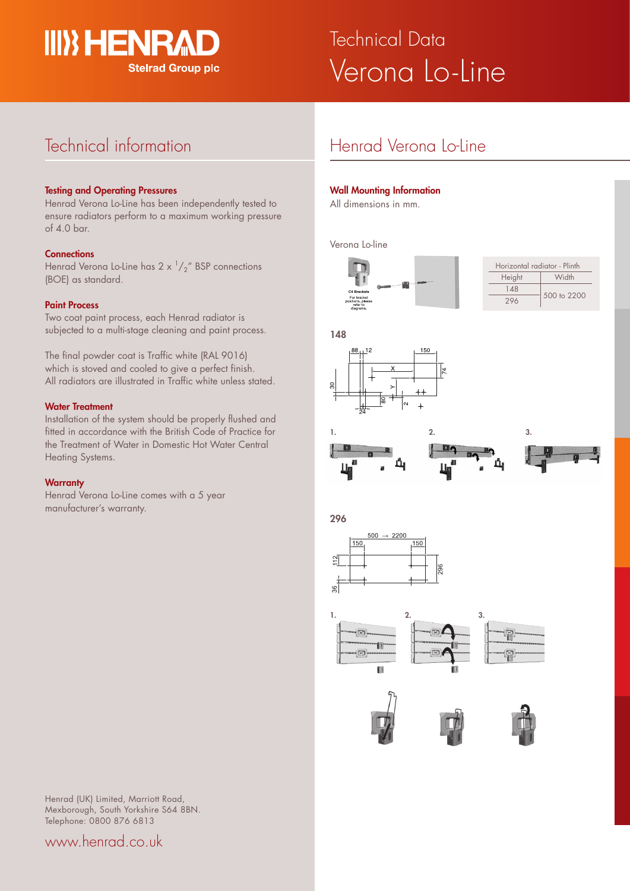# Technical Data
# Verona Lo-Line

## Technical information

**Testing and Operating Pressures**
Henrad Verona Lo-Line has been independently tested to ensure radiators perform to a maximum working pressure of 4.0 bar.

**Connections**
Henrad Verona Lo-Line has 2 x $^{1}/_{2}$" BSP connections (BOE) as standard.

**Paint Process**
Two coat paint process, each Henrad radiator is subjected to a multi-stage cleaning and paint process.

The final powder coat is Traffic white (RAL 9016) which is stoved and cooled to give a perfect finish. All radiators are illustrated in Traffic white unless stated.

**Water Treatment**
Installation of the system should be properly flushed and fitted in accordance with the British Code of Practice for the Treatment of Water in Domestic Hot Water Central Heating Systems.

**Warranty**
Henrad Verona Lo-Line comes with a 5 year manufacturer's warranty.

Henrad (UK) Limited, Marriott Road,
Mexborough, South Yorkshire S64 8BN.
Telephone: 0800 876 6813

www.henrad.co.uk

## Henrad Verona Lo-Line

**Wall Mounting Information**
All dimensions in mm.

Verona Lo-line

C4 Brackets
For bracket positions, please refer to diagrams.

| Horizontal radiator - Plinth | |
|---|---|
| Height | Width |
| 148 | 500 to 2200 |
| 296 | |

**148**

88, 12, 150, X, 74, 30, Y, 80, 2, 24

1. 2. 3.

**296**

500 → 2200, 150, 150, 112, 296, 36

1. 2. 3.